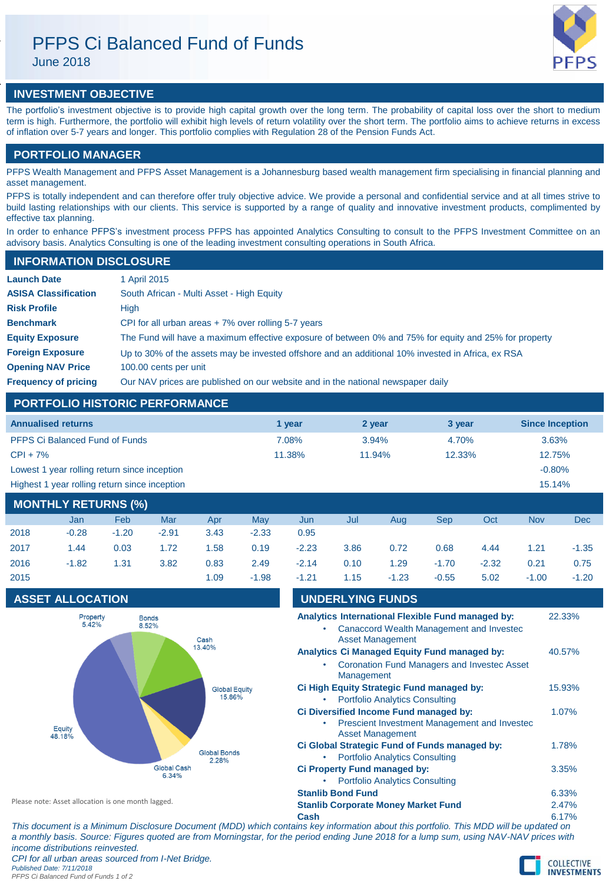# PFPS Ci Balanced Fund of Funds

June 2018

## INVESTMENT OBJECTIVE

The portfolio's investment objective is to provide high capital growth over the long term. The probability of capital loss over the short to medium term is high. Furthermore, the portfolio will exhibit high levels of return volatility over the short term. The portfolio aims to achieve returns in excess of inflation over 5-7 years and longer. This portfolio complies with Regulation 28 of the Pension Funds Act.

## PORTFOLIO MANAGER

PFPS Wealth Management and PFPS Asset Management is a Johannesburg based wealth management firm specialising in financial planning and asset management.

PFPS is totally independent and can therefore offer truly objective advice. We provide a personal and confidential service and at all times strive to build lasting relationships with our clients. This service is supported by a range of quality and innovative investment products, complimented by effective tax planning.

In order to enhance PFPS's investment process PFPS has appointed Analytics Consulting to consult to the PFPS Investment Committee on an advisory basis. Analytics Consulting is one of the leading investment consulting operations in South Africa.

## INFORMATION DISCLOSURE

| | |
|---|---|
| **Launch Date** | 1 April 2015 |
| **ASISA Classification** | South African - Multi Asset - High Equity |
| **Risk Profile** | High |
| **Benchmark** | CPI for all urban areas + 7% over rolling 5-7 years |
| **Equity Exposure** | The Fund will have a maximum effective exposure of between 0% and 75% for equity and 25% for property |
| **Foreign Exposure** | Up to 30% of the assets may be invested offshore and an additional 10% invested in Africa, ex RSA |
| **Opening NAV Price** | 100.00 cents per unit |
| **Frequency of pricing** | Our NAV prices are published on our website and in the national newspaper daily |

## PORTFOLIO HISTORIC PERFORMANCE

| Annualised returns | 1 year | 2 year | 3 year | Since Inception |
|---|---|---|---|---|
| PFPS Ci Balanced Fund of Funds | 7.08% | 3.94% | 4.70% | 3.63% |
| CPI + 7% | 11.38% | 11.94% | 12.33% | 12.75% |
| Lowest 1 year rolling return since inception | | | | -0.80% |
| Highest 1 year rolling return since inception | | | | 15.14% |

## MONTHLY RETURNS (%)

| | Jan | Feb | Mar | Apr | May | Jun | Jul | Aug | Sep | Oct | Nov | Dec |
|---|---|---|---|---|---|---|---|---|---|---|---|---|
| 2018 | -0.28 | -1.20 | -2.91 | 3.43 | -2.33 | 0.95 | | | | | | |
| 2017 | 1.44 | 0.03 | 1.72 | 1.58 | 0.19 | -2.23 | 3.86 | 0.72 | 0.68 | 4.44 | 1.21 | -1.35 |
| 2016 | -1.82 | 1.31 | 3.82 | 0.83 | 2.49 | -2.14 | 0.10 | 1.29 | -1.70 | -2.32 | 0.21 | 0.75 |
| 2015 | | | | 1.09 | -1.98 | -1.21 | 1.15 | -1.23 | -0.55 | 5.02 | -1.00 | -1.20 |

## ASSET ALLOCATION

| Asset | Allocation |
|---|---|
| Property | 5.42% |
| Bonds | 8.52% |
| Cash | 13.40% |
| Global Equity | 15.86% |
| Global Bonds | 2.28% |
| Global Cash | 6.34% |
| Equity | 48.18% |

Please note: Asset allocation is one month lagged.

## UNDERLYING FUNDS

| Fund | Weight |
|---|---|
| **Analytics International Flexible Fund managed by:** <br> • Canaccord Wealth Management and Investec Asset Management | 22.33% |
| **Analytics Ci Managed Equity Fund managed by:** <br> • Coronation Fund Managers and Investec Asset Management | 40.57% |
| **Ci High Equity Strategic Fund managed by:** <br> • Portfolio Analytics Consulting | 15.93% |
| **Ci Diversified Income Fund managed by:** <br> • Prescient Investment Management and Investec Asset Management | 1.07% |
| **Ci Global Strategic Fund of Funds managed by:** <br> • Portfolio Analytics Consulting | 1.78% |
| **Ci Property Fund managed by:** <br> • Portfolio Analytics Consulting | 3.35% |
| **Stanlib Bond Fund** | 6.33% |
| **Stanlib Corporate Money Market Fund** | 2.47% |
| **Cash** | 6.17% |

*This document is a Minimum Disclosure Document (MDD) which contains key information about this portfolio. This MDD will be updated on a monthly basis. Source: Figures quoted are from Morningstar, for the period ending June 2018 for a lump sum, using NAV-NAV prices with income distributions reinvested.*

*CPI for all urban areas sourced from I-Net Bridge.*

*Published Date: 7/11/2018*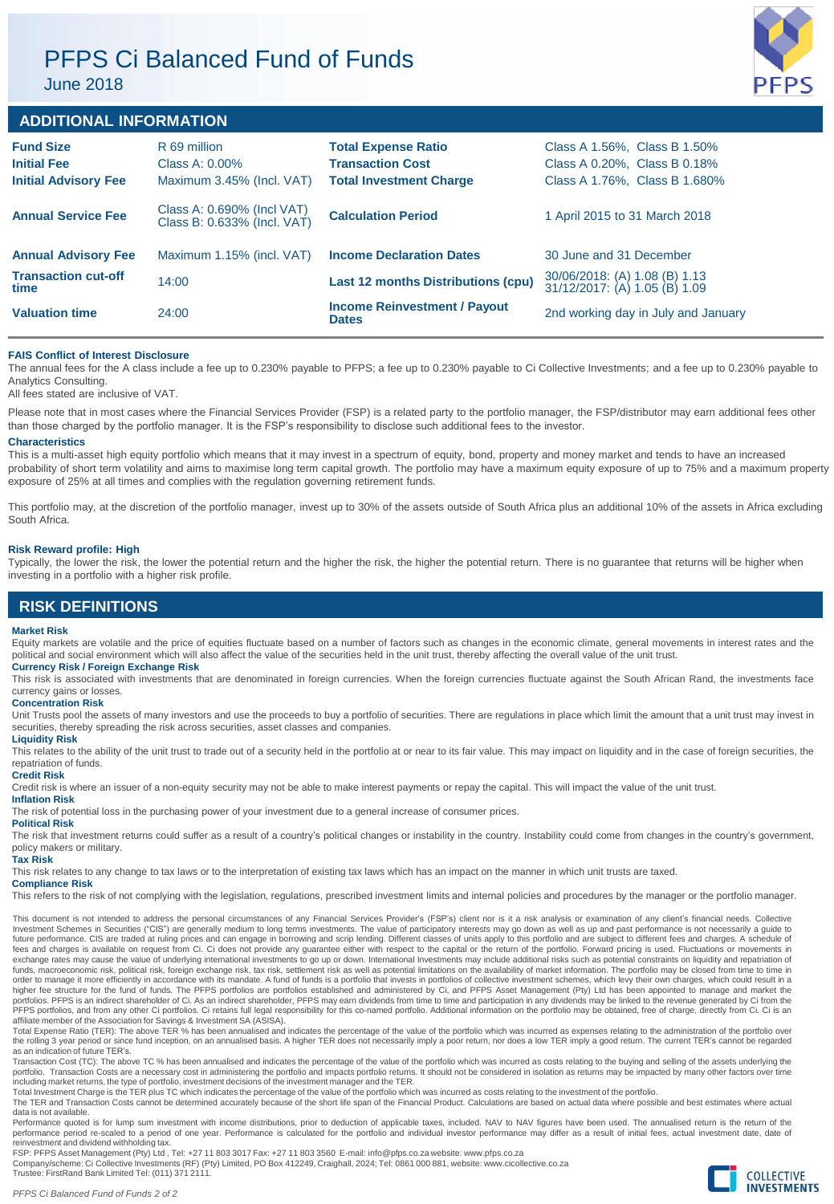# PFPS Ci Balanced Fund of Funds

June 2018

## ADDITIONAL INFORMATION

| | | | |
|---|---|---|---|
| **Fund Size** | R 69 million | **Total Expense Ratio** | Class A 1.56%, Class B 1.50% |
| **Initial Fee** | Class A: 0.00% | **Transaction Cost** | Class A 0.20%, Class B 0.18% |
| **Initial Advisory Fee** | Maximum 3.45% (Incl. VAT) | **Total Investment Charge** | Class A 1.76%, Class B 1.680% |
| **Annual Service Fee** | Class A: 0.690% (Incl VAT) Class B: 0.633% (Incl. VAT) | **Calculation Period** | 1 April 2015 to 31 March 2018 |
| **Annual Advisory Fee** | Maximum 1.15% (incl. VAT) | **Income Declaration Dates** | 30 June and 31 December |
| **Transaction cut-off time** | 14:00 | **Last 12 months Distributions (cpu)** | 30/06/2018: (A) 1.08 (B) 1.13 31/12/2017: (A) 1.05 (B) 1.09 |
| **Valuation time** | 24:00 | **Income Reinvestment / Payout Dates** | 2nd working day in July and January |

**FAIS Conflict of Interest Disclosure**

The annual fees for the A class include a fee up to 0.230% payable to PFPS; a fee up to 0.230% payable to Ci Collective Investments; and a fee up to 0.230% payable to Analytics Consulting.

All fees stated are inclusive of VAT.

Please note that in most cases where the Financial Services Provider (FSP) is a related party to the portfolio manager, the FSP/distributor may earn additional fees other than those charged by the portfolio manager. It is the FSP's responsibility to disclose such additional fees to the investor.

**Characteristics**

This is a multi-asset high equity portfolio which means that it may invest in a spectrum of equity, bond, property and money market and tends to have an increased probability of short term volatility and aims to maximise long term capital growth. The portfolio may have a maximum equity exposure of up to 75% and a maximum property exposure of 25% at all times and complies with the regulation governing retirement funds.

This portfolio may, at the discretion of the portfolio manager, invest up to 30% of the assets outside of South Africa plus an additional 10% of the assets in Africa excluding South Africa.

**Risk Reward profile: High**

Typically, the lower the risk, the lower the potential return and the higher the risk, the higher the potential return. There is no guarantee that returns will be higher when investing in a portfolio with a higher risk profile.

## RISK DEFINITIONS

**Market Risk**

Equity markets are volatile and the price of equities fluctuate based on a number of factors such as changes in the economic climate, general movements in interest rates and the political and social environment which will also affect the value of the securities held in the unit trust, thereby affecting the overall value of the unit trust.

**Currency Risk / Foreign Exchange Risk**

This risk is associated with investments that are denominated in foreign currencies. When the foreign currencies fluctuate against the South African Rand, the investments face currency gains or losses.

**Concentration Risk**

Unit Trusts pool the assets of many investors and use the proceeds to buy a portfolio of securities. There are regulations in place which limit the amount that a unit trust may invest in securities, thereby spreading the risk across securities, asset classes and companies.

**Liquidity Risk**

This relates to the ability of the unit trust to trade out of a security held in the portfolio at or near to its fair value. This may impact on liquidity and in the case of foreign securities, the repatriation of funds.

**Credit Risk**

Credit risk is where an issuer of a non-equity security may not be able to make interest payments or repay the capital. This will impact the value of the unit trust.

**Inflation Risk**

The risk of potential loss in the purchasing power of your investment due to a general increase of consumer prices.

**Political Risk**

The risk that investment returns could suffer as a result of a country's political changes or instability in the country. Instability could come from changes in the country's government, policy makers or military.

**Tax Risk**

This risk relates to any change to tax laws or to the interpretation of existing tax laws which has an impact on the manner in which unit trusts are taxed.

**Compliance Risk**

This refers to the risk of not complying with the legislation, regulations, prescribed investment limits and internal policies and procedures by the manager or the portfolio manager.

This document is not intended to address the personal circumstances of any Financial Services Provider's (FSP's) client nor is it a risk analysis or examination of any client's financial needs. Collective Investment Schemes in Securities ("CIS") are generally medium to long terms investments. The value of participatory interests may go down as well as up and past performance is not necessarily a guide to future performance. CIS are traded at ruling prices and can engage in borrowing and scrip lending. Different classes of units apply to this portfolio and are subject to different fees and charges. A schedule of fees and charges is available on request from Ci. Ci does not provide any guarantee either with respect to the capital or the return of the portfolio. Forward pricing is used. Fluctuations or movements in exchange rates may cause the value of underlying international investments to go up or down. International Investments may include additional risks such as potential constraints on liquidity and repatriation of funds, macroeconomic risk, political risk, foreign exchange risk, tax risk, settlement risk as well as potential limitations on the availability of market information. The portfolio may be closed from time to time in order to manage it more efficiently in accordance with its mandate. A fund of funds is a portfolio that invests in portfolios of collective investment schemes, which levy their own charges, which could result in a higher fee structure for the fund of funds. The PFPS portfolios are portfolios established and administered by Ci, and PFPS Asset Management (Pty) Ltd has been appointed to manage and market the portfolios. PFPS is an indirect shareholder of Ci. As an indirect shareholder, PFPS may earn dividends from time to time and participation in any dividends may be linked to the revenue generated by Ci from the PFPS portfolios, and from any other Ci portfolios. Ci retains full legal responsibility for this co-named portfolio. Additional information on the portfolio may be obtained, free of charge, directly from Ci. Ci is an affiliate member of the Association for Savings & Investment SA (ASISA).

Total Expense Ratio (TER): The above TER % has been annualised and indicates the percentage of the value of the portfolio which was incurred as expenses relating to the administration of the portfolio over the rolling 3 year period or since fund inception, on an annualised basis. A higher TER does not necessarily imply a poor return, nor does a low TER imply a good return. The current TER's cannot be regarded as an indication of future TER's.

Transaction Cost (TC): The above TC % has been annualised and indicates the percentage of the value of the portfolio which was incurred as costs relating to the buying and selling of the assets underlying the portfolio. Transaction Costs are a necessary cost in administering the portfolio and impacts portfolio returns. It should not be considered in isolation as returns may be impacted by many other factors over time including market returns, the type of portfolio, investment decisions of the investment manager and the TER.

Total Investment Charge is the TER plus TC which indicates the percentage of the value of the portfolio which was incurred as costs relating to the investment of the portfolio.

The TER and Transaction Costs cannot be determined accurately because of the short life span of the Financial Product. Calculations are based on actual data where possible and best estimates where actual data is not available.

Performance quoted is for lump sum investment with income distributions, prior to deduction of applicable taxes, included. NAV to NAV figures have been used. The annualised return is the return of the performance period re-scaled to a period of one year. Performance is calculated for the portfolio and individual investor performance may differ as a result of initial fees, actual investment date, date of reinvestment and dividend withholding tax.

FSP: PFPS Asset Management (Pty) Ltd , Tel: +27 11 803 3017 Fax: +27 11 803 3560 E-mail: info@pfps.co.za website: www.pfps.co.za

Company/scheme: Ci Collective Investments (RF) (Pty) Limited, PO Box 412249, Craighall, 2024; Tel: 0861 000 881, website: www.cicollective.co.za

Trustee: FirstRand Bank Limited Tel: (011) 371 2111.